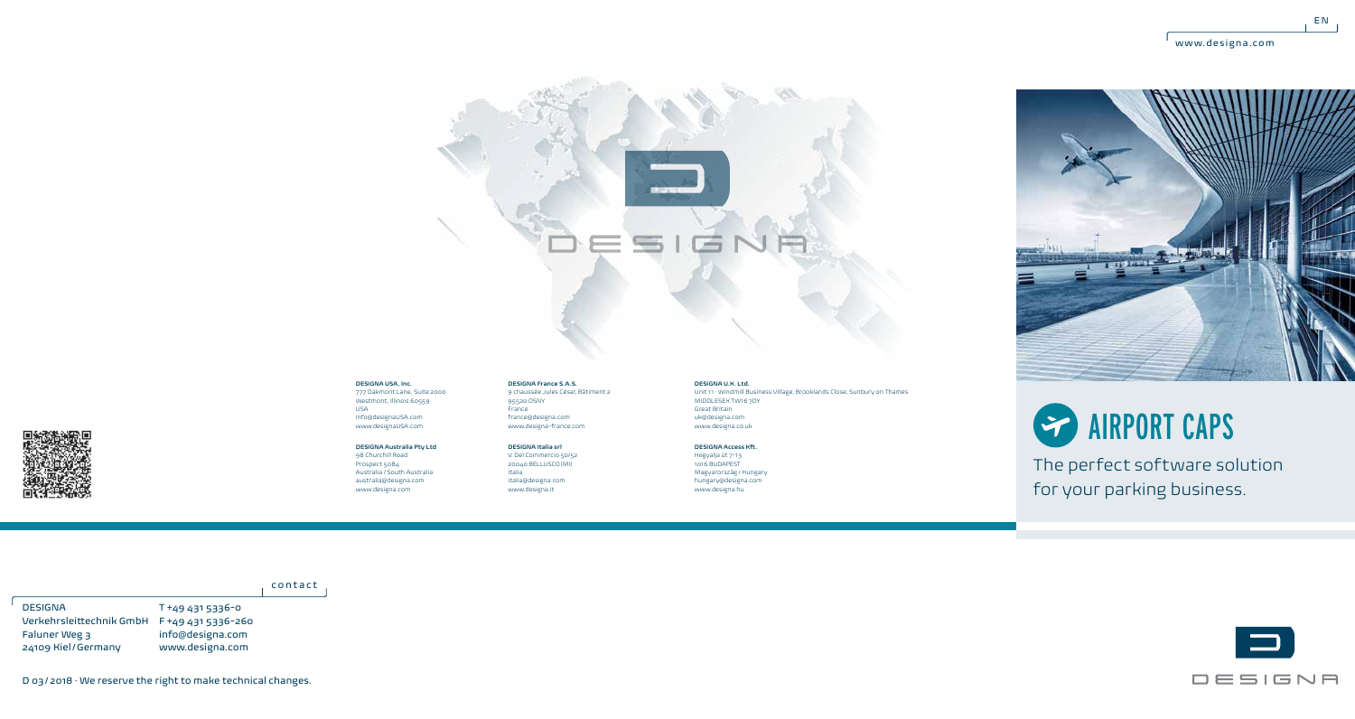EN

www.designa.com

# AIRPORT CAPS

The perfect software solution for your parking business.

**DESIGNA USA, Inc.**
777 Oakmont Lane, Suite 2000
Westmont, Illinois 60559
USA
info@designaUSA.com
www.designaUSA.com

**DESIGNA Australia Pty Ltd**
98 Churchill Road
Prospect 5084
Australia / South Australia
australia@designa.com
www.designa.com

**DESIGNA France S.A.S.**
9 chaussée Jules César, Bâtiment 2
95520 OSNY
France
france@designa.com
www.designa-france.com

**DESIGNA Italia srl**
V. Del Commercio 50/52
20040 BELLUSCO (MI)
Italia
italia@designa.com
www.designa.it

**DESIGNA U.K. Ltd.**
Unit 11 · Windmill Business Village, Brooklands Close, Sunbury on Thames
MIDDLESEX TW16 7DY
Great Britain
uk@designa.com
www.designa.co.uk

**DESIGNA Access Kft.**
Hegyalja út 7-13
1016 BUDAPEST
Magyarország / Hungary
hungary@designa.com
www.designa.hu

contact

DESIGNA
Verkehrsleittechnik GmbH
Faluner Weg 3
24109 Kiel / Germany

T +49 431 5336-0
F +49 431 5336-260
info@designa.com
www.designa.com

D 03 / 2018 · We reserve the right to make technical changes.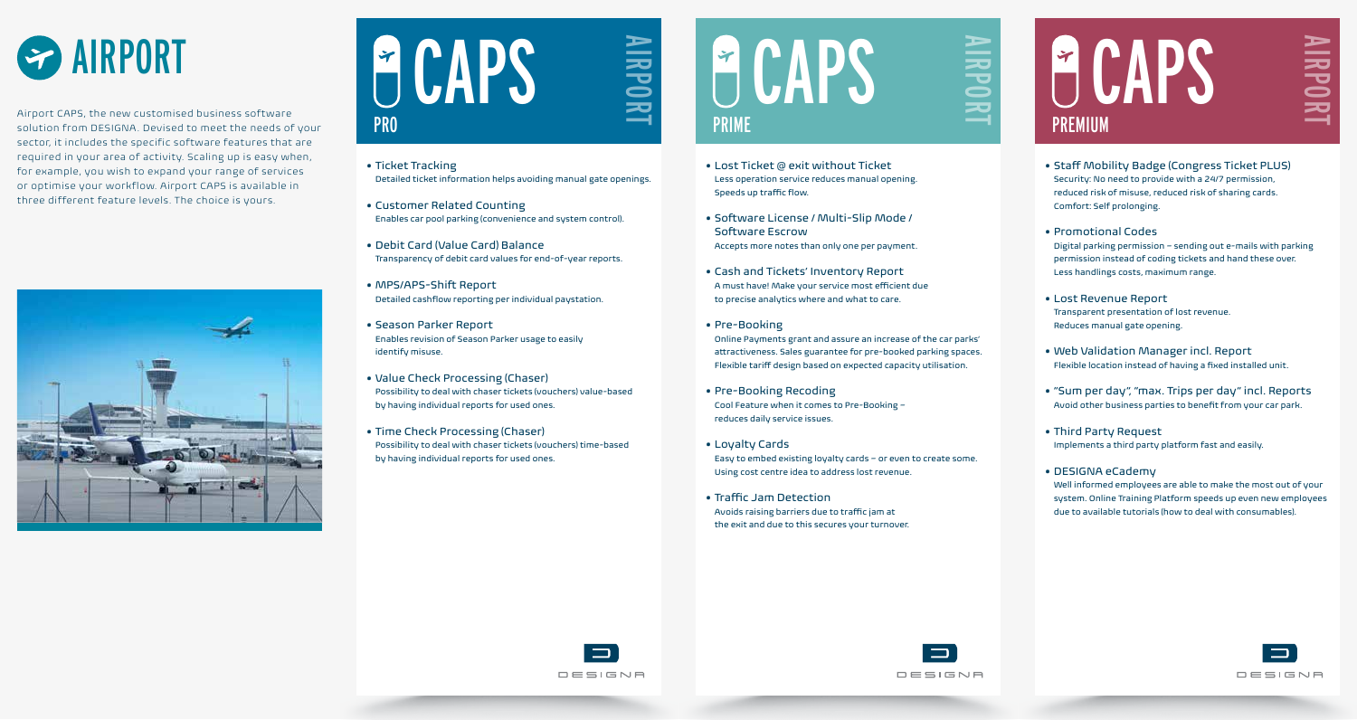# AIRPORT

Airport CAPS, the new customised business software solution from DESIGNA. Devised to meet the needs of your sector, it includes the specific software features that are required in your area of activity. Scaling up is easy when, for example, you wish to expand your range of services or optimise your workflow. Airport CAPS is available in three different feature levels. The choice is yours.

## CAPS PRO

AIRPORT

- Ticket Tracking
  Detailed ticket information helps avoiding manual gate openings.
- Customer Related Counting
  Enables car pool parking (convenience and system control).
- Debit Card (Value Card) Balance
  Transparency of debit card values for end-of-year reports.
- MPS/APS-Shift Report
  Detailed cashflow reporting per individual paystation.
- Season Parker Report
  Enables revision of Season Parker usage to easily identify misuse.
- Value Check Processing (Chaser)
  Possibility to deal with chaser tickets (vouchers) value-based by having individual reports for used ones.
- Time Check Processing (Chaser)
  Possibility to deal with chaser tickets (vouchers) time-based by having individual reports for used ones.

DESIGNA

## CAPS PRIME

AIRPORT

- Lost Ticket @ exit without Ticket
  Less operation service reduces manual opening. Speeds up traffic flow.
- Software License / Multi-Slip Mode / Software Escrow
  Accepts more notes than only one per payment.
- Cash and Tickets' Inventory Report
  A must have! Make your service most efficient due to precise analytics where and what to care.
- Pre-Booking
  Online Payments grant and assure an increase of the car parks' attractiveness. Sales guarantee for pre-booked parking spaces. Flexible tariff design based on expected capacity utilisation.
- Pre-Booking Recoding
  Cool Feature when it comes to Pre-Booking – reduces daily service issues.
- Loyalty Cards
  Easy to embed existing loyalty cards – or even to create some. Using cost centre idea to address lost revenue.
- Traffic Jam Detection
  Avoids raising barriers due to traffic jam at the exit and due to this secures your turnover.

DESIGNA

## CAPS PREMIUM

AIRPORT

- Staff Mobility Badge (Congress Ticket PLUS)
  Security: No need to provide with a 24/7 permission, reduced risk of misuse, reduced risk of sharing cards. Comfort: Self prolonging.
- Promotional Codes
  Digital parking permission – sending out e-mails with parking permission instead of coding tickets and hand these over. Less handlings costs, maximum range.
- Lost Revenue Report
  Transparent presentation of lost revenue. Reduces manual gate opening.
- Web Validation Manager incl. Report
  Flexible location instead of having a fixed installed unit.
- "Sum per day", "max. Trips per day" incl. Reports
  Avoid other business parties to benefit from your car park.
- Third Party Request
  Implements a third party platform fast and easily.
- DESIGNA eCademy
  Well informed employees are able to make the most out of your system. Online Training Platform speeds up even new employees due to available tutorials (how to deal with consumables).

DESIGNA